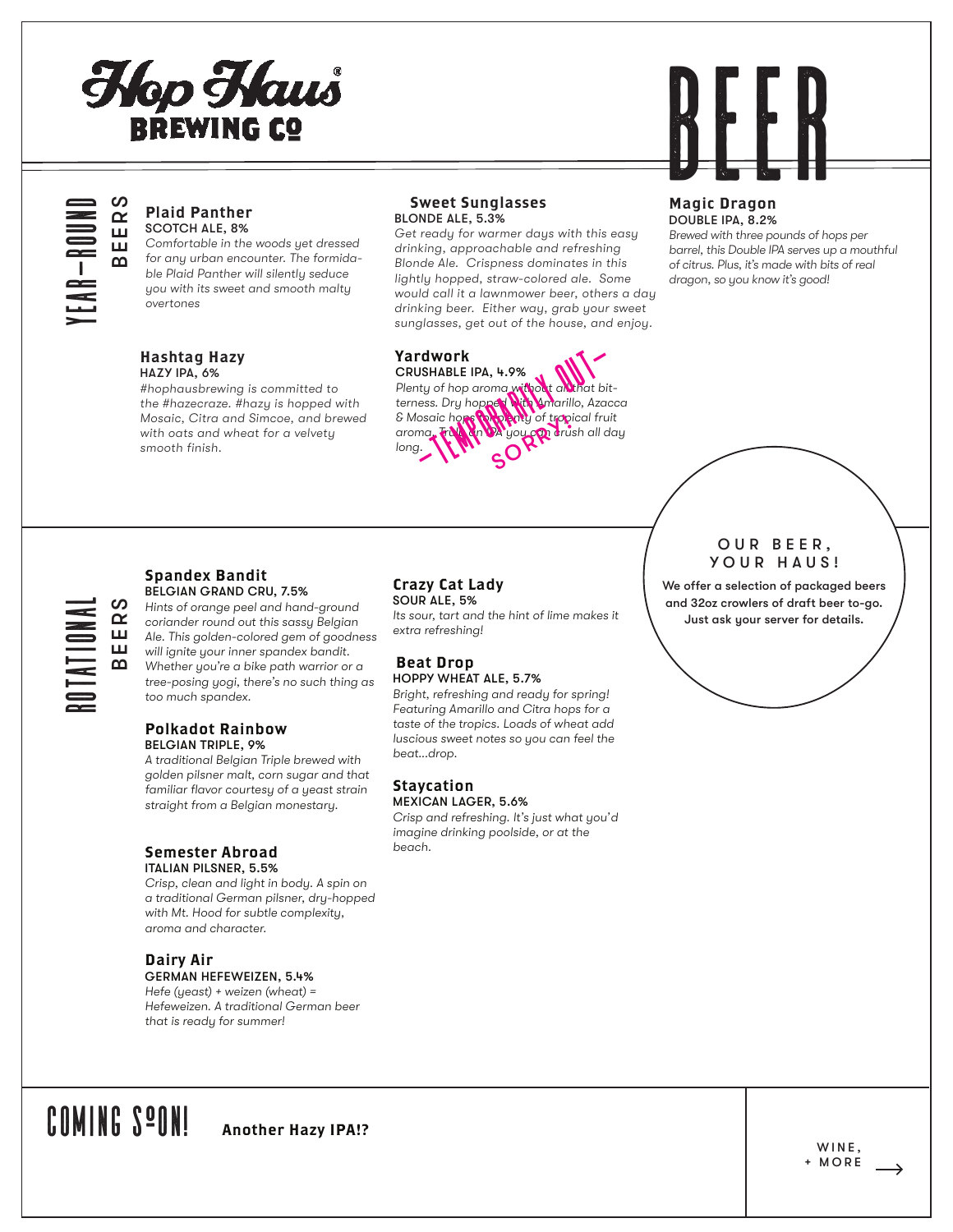# Hop Haus® Brewing Co

# BEER

## YEAR-ROUND BEERS

### Plaid Panther
**SCOTCH ALE, 8%**

*Comfortable in the woods yet dressed for any urban encounter. The formidable Plaid Panther will silently seduce you with its sweet and smooth malty overtones*

### Hashtag Hazy
**HAZY IPA, 6%**

*#hophausbrewing is committed to the #hazecraze. #hazy is hopped with Mosaic, Citra and Simcoe, and brewed with oats and wheat for a velvety smooth finish.*

### Sweet Sunglasses
**BLONDE ALE, 5.3%**

*Get ready for warmer days with this easy drinking, approachable and refreshing Blonde Ale. Crispness dominates in this lightly hopped, straw-colored ale. Some would call it a lawnmower beer, others a day drinking beer. Either way, grab your sweet sunglasses, get out of the house, and enjoy.*

### Yardwork
**CRUSHABLE IPA, 4.9%**

*Plenty of hop aroma without all that bitterness. Dry hopped with Amarillo, Azacca & Mosaic hops for plenty of tropical fruit aroma. Truly an IPA you can crush all day long.*

-TEMPORARILY OUT- SORRY!

### Magic Dragon
**DOUBLE IPA, 8.2%**

*Brewed with three pounds of hops per barrel, this Double IPA serves up a mouthful of citrus. Plus, it's made with bits of real dragon, so you know it's good!*

## ROTATIONAL BEERS

### Spandex Bandit
**BELGIAN GRAND CRU, 7.5%**

*Hints of orange peel and hand-ground coriander round out this sassy Belgian Ale. This golden-colored gem of goodness will ignite your inner spandex bandit. Whether you're a bike path warrior or a tree-posing yogi, there's no such thing as too much spandex.*

### Polkadot Rainbow
**BELGIAN TRIPLE, 9%**

*A traditional Belgian Triple brewed with golden pilsner malt, corn sugar and that familiar flavor courtesy of a yeast strain straight from a Belgian monestary.*

### Semester Abroad
**ITALIAN PILSNER, 5.5%**

*Crisp, clean and light in body. A spin on a traditional German pilsner, dry-hopped with Mt. Hood for subtle complexity, aroma and character.*

### Dairy Air
**GERMAN HEFEWEIZEN, 5.4%**

*Hefe (yeast) + weizen (wheat) = Hefeweizen. A traditional German beer that is ready for summer!*

### Crazy Cat Lady
**SOUR ALE, 5%**

*Its sour, tart and the hint of lime makes it extra refreshing!*

### Beat Drop
**HOPPY WHEAT ALE, 5.7%**

*Bright, refreshing and ready for spring! Featuring Amarillo and Citra hops for a taste of the tropics. Loads of wheat add luscious sweet notes so you can feel the beat...drop.*

### Staycation
**MEXICAN LAGER, 5.6%**

*Crisp and refreshing. It's just what you'd imagine drinking poolside, or at the beach.*

## OUR BEER, YOUR HAUS!

**We offer a selection of packaged beers and 32oz crowlers of draft beer to-go. Just ask your server for details.**

## COMING SOON!

**Another Hazy IPA!?**

WINE, + MORE →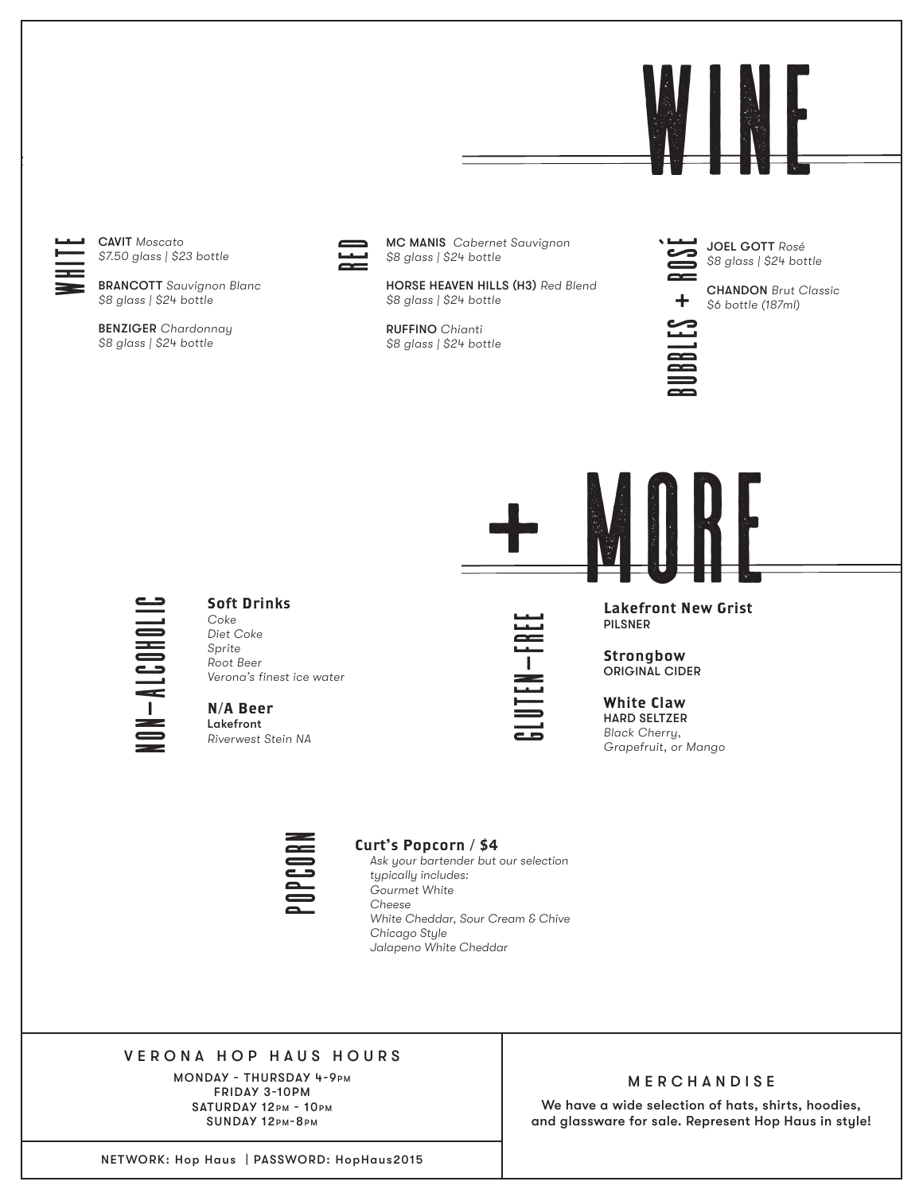# WINE

## WHITE

**CAVIT** *Moscato*
*$7.50 glass | $23 bottle*

**BRANCOTT** *Sauvignon Blanc*
*$8 glass | $24 bottle*

**BENZIGER** *Chardonnay*
*$8 glass | $24 bottle*

## RED

**MC MANIS** *Cabernet Sauvignon*
*$8 glass | $24 bottle*

**HORSE HEAVEN HILLS (H3)** *Red Blend*
*$8 glass | $24 bottle*

**RUFFINO** *Chianti*
*$8 glass | $24 bottle*

## BUBBLES + ROSÉ

**JOEL GOTT** *Rosé*
*$8 glass | $24 bottle*

**CHANDON** *Brut Classic*
*$6 bottle (187ml)*

# + MORE

## NON-ALCOHOLIC

**Soft Drinks**
*Coke*
*Diet Coke*
*Sprite*
*Root Beer*
*Verona's finest ice water*

**N/A Beer**
Lakefront
*Riverwest Stein NA*

## GLUTEN-FREE

**Lakefront New Grist**
PILSNER

**Strongbow**
ORIGINAL CIDER

**White Claw**
HARD SELTZER
*Black Cherry,*
*Grapefruit, or Mango*

## POPCORN

**Curt's Popcorn / $4**
*Ask your bartender but our selection typically includes:*
*Gourmet White*
*Cheese*
*White Cheddar, Sour Cream & Chive*
*Chicago Style*
*Jalapeno White Cheddar*

## VERONA HOP HAUS HOURS

MONDAY - THURSDAY 4-9PM
FRIDAY 3-10PM
SATURDAY 12PM - 10PM
SUNDAY 12PM-8PM

NETWORK: Hop Haus | PASSWORD: HopHaus2015

## MERCHANDISE

We have a wide selection of hats, shirts, hoodies, and glassware for sale. Represent Hop Haus in style!